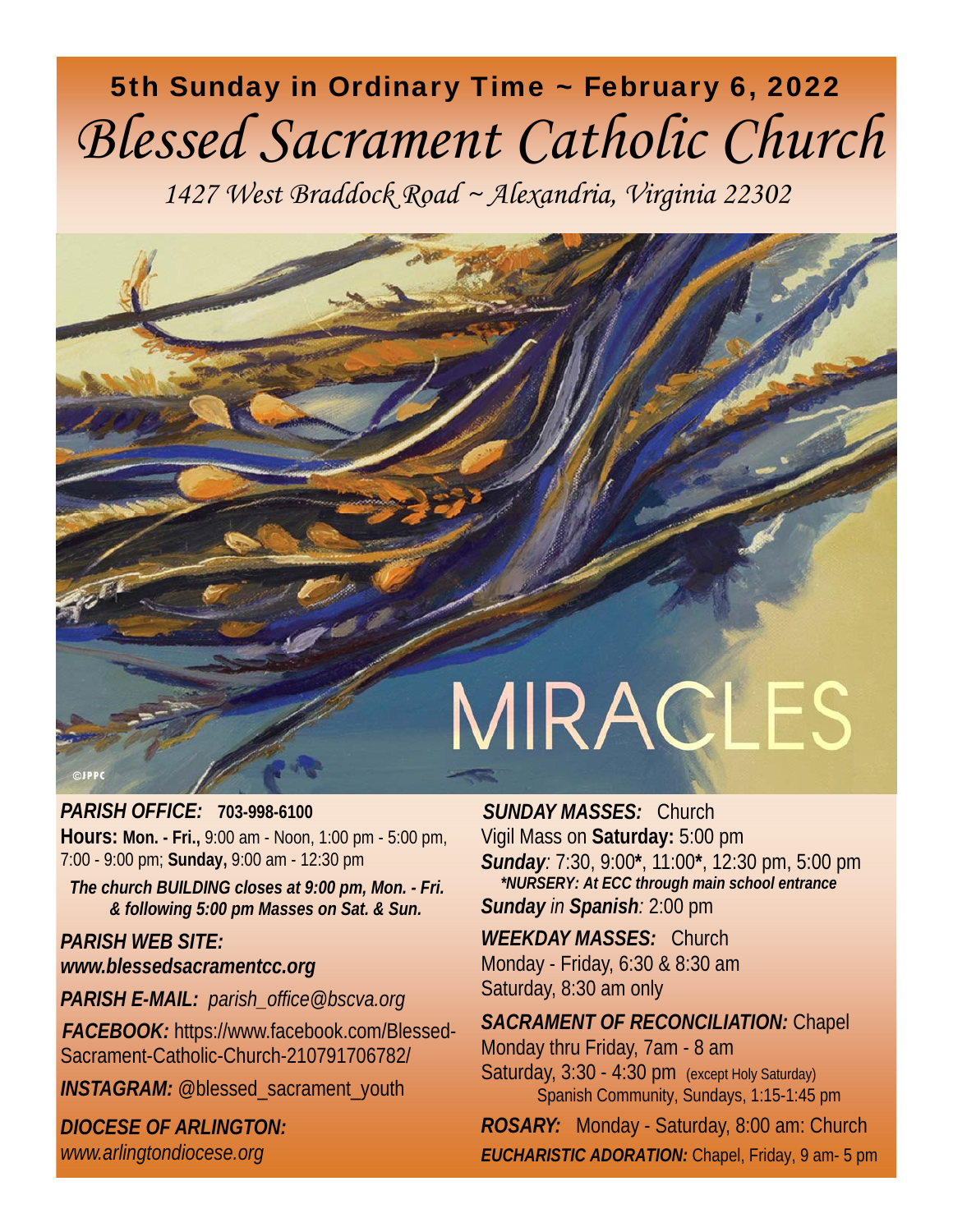# 5th Sunday in Ordinary Time ~ February 6, 2022

# *Blessed Sacrament Catholic Church*

*1427 West Braddock Road ~ Alexandria, Virginia 22302*

MIRACLES

©JPPC

***PARISH OFFICE:*** **703-998-6100**
**Hours: Mon. - Fri.,** 9:00 am - Noon, 1:00 pm - 5:00 pm, 7:00 - 9:00 pm; **Sunday,** 9:00 am - 12:30 pm

***The church BUILDING closes at 9:00 pm, Mon. - Fri. & following 5:00 pm Masses on Sat. & Sun.***

***PARISH WEB SITE:***
***www.blessedsacramentcc.org***

***PARISH E-MAIL:*** *parish_office@bscva.org*

***FACEBOOK:*** https://www.facebook.com/Blessed-Sacrament-Catholic-Church-210791706782/

***INSTAGRAM:*** @blessed_sacrament_youth

***DIOCESE OF ARLINGTON:***
*www.arlingtondiocese.org*

***SUNDAY MASSES:*** Church
Vigil Mass on **Saturday:** 5:00 pm
***Sunday****:* 7:30, 9:00**\***, 11:00**\***, 12:30 pm, 5:00 pm
***\*NURSERY: At ECC through main school entrance***
***Sunday*** *in* ***Spanish****:* 2:00 pm

***WEEKDAY MASSES:*** Church
Monday - Friday, 6:30 & 8:30 am
Saturday, 8:30 am only

***SACRAMENT OF RECONCILIATION:*** Chapel
Monday thru Friday, 7am - 8 am
Saturday, 3:30 - 4:30 pm (except Holy Saturday)
Spanish Community, Sundays, 1:15-1:45 pm

***ROSARY:*** Monday - Saturday, 8:00 am: Church

***EUCHARISTIC ADORATION:*** Chapel, Friday, 9 am- 5 pm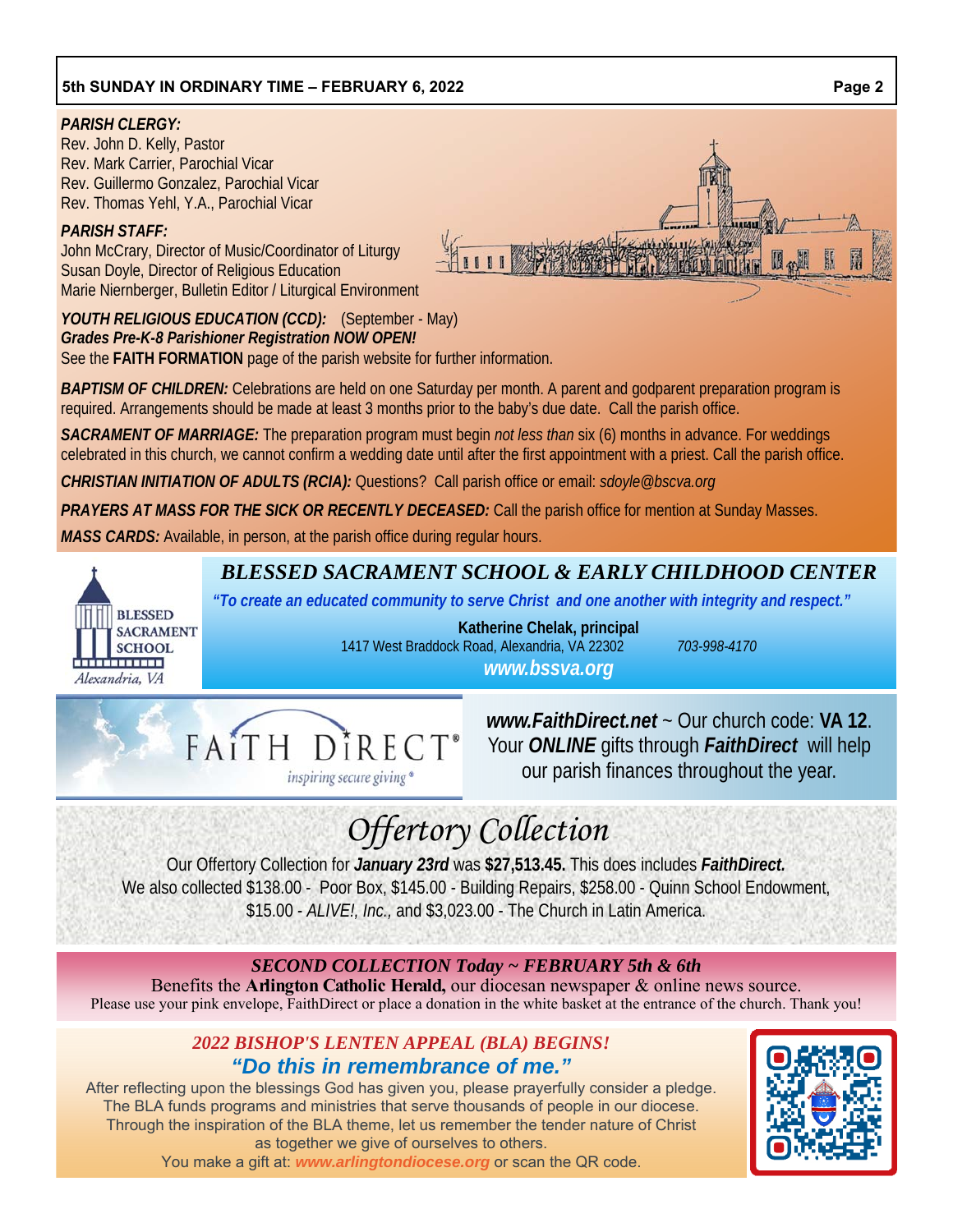**PARISH CLERGY:**

Rev. John D. Kelly, Pastor
Rev. Mark Carrier, Parochial Vicar
Rev. Guillermo Gonzalez, Parochial Vicar
Rev. Thomas Yehl, Y.A., Parochial Vicar

**PARISH STAFF:**

John McCrary, Director of Music/Coordinator of Liturgy
Susan Doyle, Director of Religious Education
Marie Niernberger, Bulletin Editor / Liturgical Environment

***YOUTH RELIGIOUS EDUCATION (CCD):*** (September - May)
***Grades Pre-K-8 Parishioner Registration NOW OPEN!***
See the **FAITH FORMATION** page of the parish website for further information.

***BAPTISM OF CHILDREN:*** Celebrations are held on one Saturday per month. A parent and godparent preparation program is required. Arrangements should be made at least 3 months prior to the baby's due date. Call the parish office.

***SACRAMENT OF MARRIAGE:*** The preparation program must begin *not less than* six (6) months in advance. For weddings celebrated in this church, we cannot confirm a wedding date until after the first appointment with a priest. Call the parish office.

***CHRISTIAN INITIATION OF ADULTS (RCIA):*** Questions? Call parish office or email: *sdoyle@bscva.org*

***PRAYERS AT MASS FOR THE SICK OR RECENTLY DECEASED:*** Call the parish office for mention at Sunday Masses.

***MASS CARDS:*** Available, in person, at the parish office during regular hours.

## *BLESSED SACRAMENT SCHOOL & EARLY CHILDHOOD CENTER*

BLESSED SACRAMENT SCHOOL
Alexandria, VA

***"To create an educated community to serve Christ and one another with integrity and respect."***

**Katherine Chelak, principal**
1417 West Braddock Road, Alexandria, VA 22302 *703-998-4170*
***www.bssva.org***

FAITH DIRECT®
inspiring secure giving®

***www.FaithDirect.net*** ~ Our church code: **VA 12**. Your ***ONLINE*** gifts through ***FaithDirect*** will help our parish finances throughout the year.

## *Offertory Collection*

Our Offertory Collection for ***January 23rd*** was **$27,513.45.** This does includes ***FaithDirect.*** We also collected $138.00 - Poor Box, $145.00 - Building Repairs, $258.00 - Quinn School Endowment, $15.00 - *ALIVE!, Inc.,* and $3,023.00 - The Church in Latin America.

### *SECOND COLLECTION Today ~ FEBRUARY 5th & 6th*

Benefits the **Arlington Catholic Herald,** our diocesan newspaper & online news source.
Please use your pink envelope, FaithDirect or place a donation in the white basket at the entrance of the church. Thank you!

### *2022 BISHOP'S LENTEN APPEAL (BLA) BEGINS!*

***"Do this in remembrance of me."***

After reflecting upon the blessings God has given you, please prayerfully consider a pledge. The BLA funds programs and ministries that serve thousands of people in our diocese. Through the inspiration of the BLA theme, let us remember the tender nature of Christ as together we give of ourselves to others.
You make a gift at: ***www.arlingtondiocese.org*** or scan the QR code.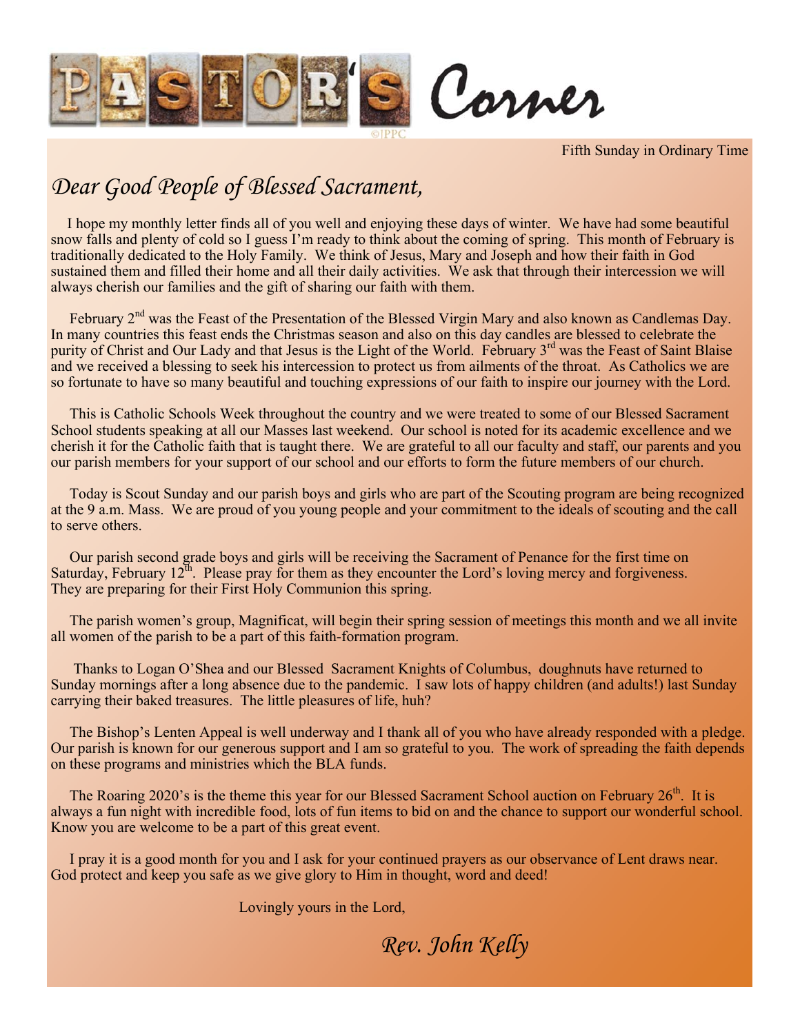# PASTOR'S Corner

Fifth Sunday in Ordinary Time

*Dear Good People of Blessed Sacrament,*

I hope my monthly letter finds all of you well and enjoying these days of winter. We have had some beautiful snow falls and plenty of cold so I guess I'm ready to think about the coming of spring. This month of February is traditionally dedicated to the Holy Family. We think of Jesus, Mary and Joseph and how their faith in God sustained them and filled their home and all their daily activities. We ask that through their intercession we will always cherish our families and the gift of sharing our faith with them.

February 2nd was the Feast of the Presentation of the Blessed Virgin Mary and also known as Candlemas Day. In many countries this feast ends the Christmas season and also on this day candles are blessed to celebrate the purity of Christ and Our Lady and that Jesus is the Light of the World. February 3rd was the Feast of Saint Blaise and we received a blessing to seek his intercession to protect us from ailments of the throat. As Catholics we are so fortunate to have so many beautiful and touching expressions of our faith to inspire our journey with the Lord.

This is Catholic Schools Week throughout the country and we were treated to some of our Blessed Sacrament School students speaking at all our Masses last weekend. Our school is noted for its academic excellence and we cherish it for the Catholic faith that is taught there. We are grateful to all our faculty and staff, our parents and you our parish members for your support of our school and our efforts to form the future members of our church.

Today is Scout Sunday and our parish boys and girls who are part of the Scouting program are being recognized at the 9 a.m. Mass. We are proud of you young people and your commitment to the ideals of scouting and the call to serve others.

Our parish second grade boys and girls will be receiving the Sacrament of Penance for the first time on Saturday, February 12th. Please pray for them as they encounter the Lord's loving mercy and forgiveness. They are preparing for their First Holy Communion this spring.

The parish women's group, Magnificat, will begin their spring session of meetings this month and we all invite all women of the parish to be a part of this faith-formation program.

Thanks to Logan O'Shea and our Blessed Sacrament Knights of Columbus, doughnuts have returned to Sunday mornings after a long absence due to the pandemic. I saw lots of happy children (and adults!) last Sunday carrying their baked treasures. The little pleasures of life, huh?

The Bishop's Lenten Appeal is well underway and I thank all of you who have already responded with a pledge. Our parish is known for our generous support and I am so grateful to you. The work of spreading the faith depends on these programs and ministries which the BLA funds.

The Roaring 2020's is the theme this year for our Blessed Sacrament School auction on February 26th. It is always a fun night with incredible food, lots of fun items to bid on and the chance to support our wonderful school. Know you are welcome to be a part of this great event.

I pray it is a good month for you and I ask for your continued prayers as our observance of Lent draws near. God protect and keep you safe as we give glory to Him in thought, word and deed!

Lovingly yours in the Lord,

*Rev. John Kelly*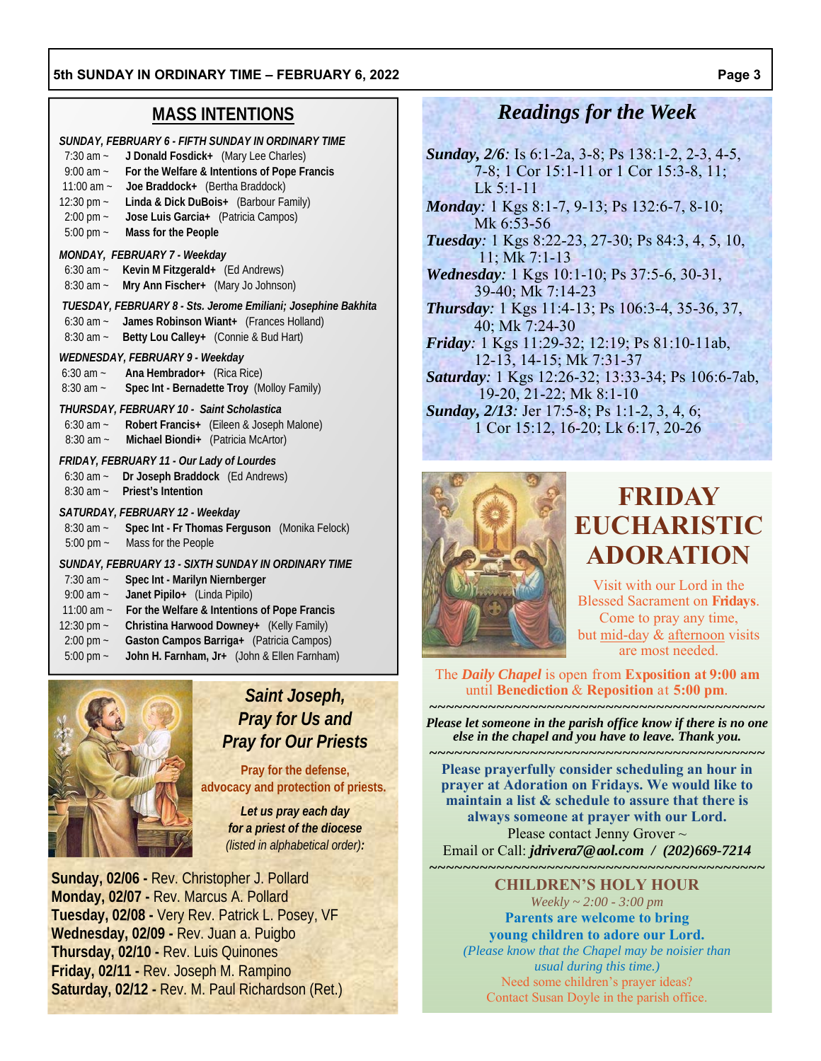## MASS INTENTIONS

***SUNDAY, FEBRUARY 6 - FIFTH SUNDAY IN ORDINARY TIME***

- 7:30 am ~ **J Donald Fosdick+** (Mary Lee Charles)
- 9:00 am ~ **For the Welfare & Intentions of Pope Francis**
- 11:00 am ~ **Joe Braddock+** (Bertha Braddock)
- 12:30 pm ~ **Linda & Dick DuBois+** (Barbour Family)
- 2:00 pm ~ **Jose Luis Garcia+** (Patricia Campos)
- 5:00 pm ~ **Mass for the People**

***MONDAY, FEBRUARY 7 - Weekday***

- 6:30 am ~ **Kevin M Fitzgerald+** (Ed Andrews)
- 8:30 am ~ **Mry Ann Fischer+** (Mary Jo Johnson)

***TUESDAY, FEBRUARY 8 - Sts. Jerome Emiliani; Josephine Bakhita***

- 6:30 am ~ **James Robinson Wiant+** (Frances Holland)
- 8:30 am ~ **Betty Lou Calley+** (Connie & Bud Hart)

***WEDNESDAY, FEBRUARY 9 - Weekday***

- 6:30 am ~ **Ana Hembrador+** (Rica Rice)
- 8:30 am ~ **Spec Int - Bernadette Troy** (Molloy Family)

***THURSDAY, FEBRUARY 10 - Saint Scholastica***

- 6:30 am ~ **Robert Francis+** (Eileen & Joseph Malone)
- 8:30 am ~ **Michael Biondi+** (Patricia McArtor)

***FRIDAY, FEBRUARY 11 - Our Lady of Lourdes***

- 6:30 am ~ **Dr Joseph Braddock** (Ed Andrews)
- 8:30 am ~ **Priest's Intention**

***SATURDAY, FEBRUARY 12 - Weekday***

- 8:30 am ~ **Spec Int - Fr Thomas Ferguson** (Monika Felock)
- 5:00 pm ~ Mass for the People

***SUNDAY, FEBRUARY 13 - SIXTH SUNDAY IN ORDINARY TIME***

- 7:30 am ~ **Spec Int - Marilyn Niernberger**
- 9:00 am ~ **Janet Pipilo+** (Linda Pipilo)
- 11:00 am ~ **For the Welfare & Intentions of Pope Francis**
- 12:30 pm ~ **Christina Harwood Downey+** (Kelly Family)
- 2:00 pm ~ **Gaston Campos Barriga+** (Patricia Campos)
- 5:00 pm ~ **John H. Farnham, Jr+** (John & Ellen Farnham)

## *Saint Joseph, Pray for Us and Pray for Our Priests*

**Pray for the defense, advocacy and protection of priests.**

***Let us pray each day for a priest of the diocese*** *(listed in alphabetical order):*

**Sunday, 02/06 -** Rev. Christopher J. Pollard
**Monday, 02/07 -** Rev. Marcus A. Pollard
**Tuesday, 02/08 -** Very Rev. Patrick L. Posey, VF
**Wednesday, 02/09 -** Rev. Juan a. Puigbo
**Thursday, 02/10 -** Rev. Luis Quinones
**Friday, 02/11 -** Rev. Joseph M. Rampino
**Saturday, 02/12 -** Rev. M. Paul Richardson (Ret.)

## *Readings for the Week*

***Sunday, 2/6:*** Is 6:1-2a, 3-8; Ps 138:1-2, 2-3, 4-5, 7-8; 1 Cor 15:1-11 or 1 Cor 15:3-8, 11; Lk 5:1-11
***Monday:*** 1 Kgs 8:1-7, 9-13; Ps 132:6-7, 8-10; Mk 6:53-56
***Tuesday:*** 1 Kgs 8:22-23, 27-30; Ps 84:3, 4, 5, 10, 11; Mk 7:1-13
***Wednesday:*** 1 Kgs 10:1-10; Ps 37:5-6, 30-31, 39-40; Mk 7:14-23
***Thursday:*** 1 Kgs 11:4-13; Ps 106:3-4, 35-36, 37, 40; Mk 7:24-30
***Friday:*** 1 Kgs 11:29-32; 12:19; Ps 81:10-11ab, 12-13, 14-15; Mk 7:31-37
***Saturday:*** 1 Kgs 12:26-32; 13:33-34; Ps 106:6-7ab, 19-20, 21-22; Mk 8:1-10
***Sunday, 2/13:*** Jer 17:5-8; Ps 1:1-2, 3, 4, 6; 1 Cor 15:12, 16-20; Lk 6:17, 20-26

## FRIDAY EUCHARISTIC ADORATION

Visit with our Lord in the Blessed Sacrament on **Fridays**. Come to pray any time, but mid-day & afternoon visits are most needed.

The ***Daily Chapel*** is open from **Exposition at 9:00 am** until **Benediction** & **Reposition** at **5:00 pm**.

~~~~~~~~~~~~~~~~~~~~~~~~~~~~~~~~~~~~~~~~

***Please let someone in the parish office know if there is no one else in the chapel and you have to leave. Thank you.***

~~~~~~~~~~~~~~~~~~~~~~~~~~~~~~~~~~~~~~~~

**Please prayerfully consider scheduling an hour in prayer at Adoration on Fridays. We would like to maintain a list & schedule to assure that there is always someone at prayer with our Lord.**
Please contact Jenny Grover ~
Email or Call: ***jdrivera7@aol.com / (202)669-7214***

~~~~~~~~~~~~~~~~~~~~~~~~~~~~~~~~~~~~~~~~

### CHILDREN'S HOLY HOUR

*Weekly ~ 2:00 - 3:00 pm*

**Parents are welcome to bring young children to adore our Lord.**

*(Please know that the Chapel may be noisier than usual during this time.)*

Need some children's prayer ideas?
Contact Susan Doyle in the parish office.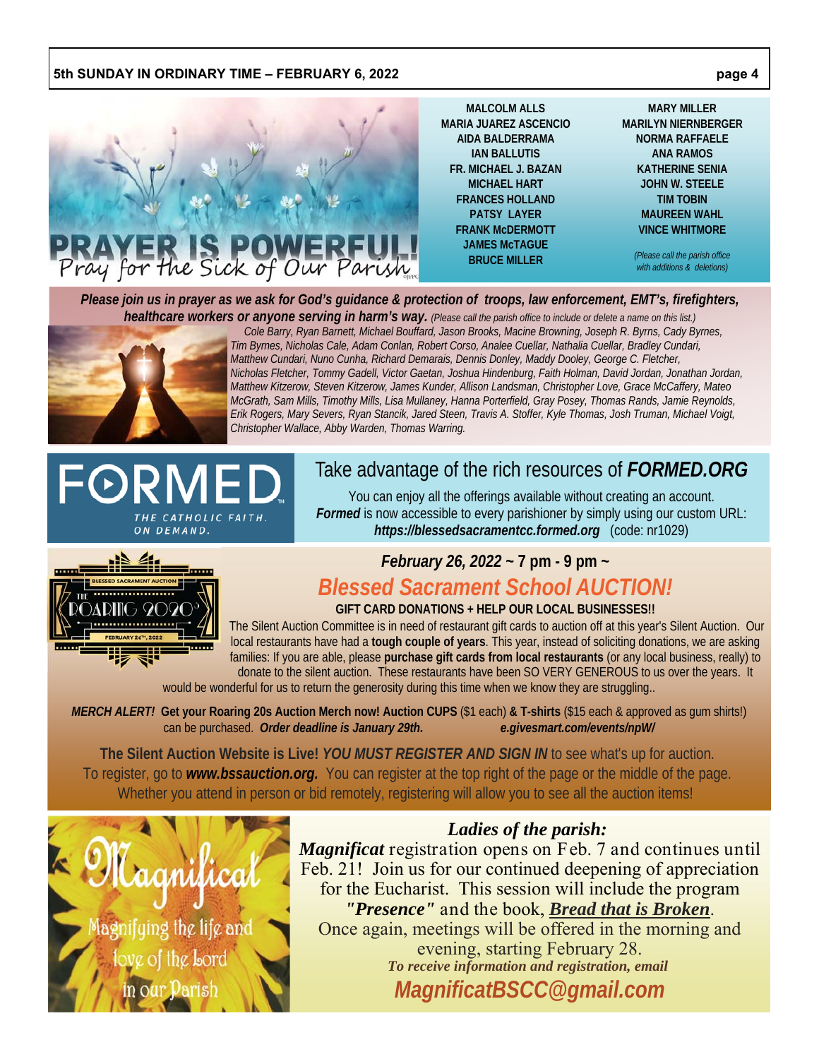## PRAYER IS POWERFUL!

Pray for the Sick of Our Parish

MALCOLM ALLS
MARIA JUAREZ ASCENCIO
AIDA BALDERRAMA
IAN BALLUTIS
FR. MICHAEL J. BAZAN
MICHAEL HART
FRANCES HOLLAND
PATSY LAYER
FRANK McDERMOTT
JAMES McTAGUE
BRUCE MILLER
MARY MILLER
MARILYN NIERNBERGER
NORMA RAFFAELE
ANA RAMOS
KATHERINE SENIA
JOHN W. STEELE
TIM TOBIN
MAUREEN WAHL
VINCE WHITMORE

*(Please call the parish office with additions & deletions)*

***Please join us in prayer as we ask for God's guidance & protection of troops, law enforcement, EMT's, firefighters, healthcare workers or anyone serving in harm's way.*** *(Please call the parish office to include or delete a name on this list.)*

*Cole Barry, Ryan Barnett, Michael Bouffard, Jason Brooks, Macine Browning, Joseph R. Byrns, Cady Byrnes, Tim Byrnes, Nicholas Cale, Adam Conlan, Robert Corso, Analee Cuellar, Nathalia Cuellar, Bradley Cundari, Matthew Cundari, Nuno Cunha, Richard Demarais, Dennis Donley, Maddy Dooley, George C. Fletcher, Nicholas Fletcher, Tommy Gadell, Victor Gaetan, Joshua Hindenburg, Faith Holman, David Jordan, Jonathan Jordan, Matthew Kitzerow, Steven Kitzerow, James Kunder, Allison Landsman, Christopher Love, Grace McCaffery, Mateo McGrath, Sam Mills, Timothy Mills, Lisa Mullaney, Hanna Porterfield, Gray Posey, Thomas Rands, Jamie Reynolds, Erik Rogers, Mary Severs, Ryan Stancik, Jared Steen, Travis A. Stoffer, Kyle Thomas, Josh Truman, Michael Voigt, Christopher Wallace, Abby Warden, Thomas Warring.*

## FORMED — THE CATHOLIC FAITH. ON DEMAND.

### Take advantage of the rich resources of *FORMED.ORG*

You can enjoy all the offerings available without creating an account. ***Formed*** is now accessible to every parishioner by simply using our custom URL: ***https://blessedsacramentcc.formed.org*** (code: nr1029)

**Blessed Sacrament Auction — The Roaring 2020s — February 26th, 2022**

***February 26, 2022* ~ 7 pm - 9 pm ~**

## *Blessed Sacrament School AUCTION!*

**GIFT CARD DONATIONS + HELP OUR LOCAL BUSINESSES!!**

The Silent Auction Committee is in need of restaurant gift cards to auction off at this year's Silent Auction. Our local restaurants have had a **tough couple of years**. This year, instead of soliciting donations, we are asking families: If you are able, please **purchase gift cards from local restaurants** (or any local business, really) to donate to the silent auction. These restaurants have been SO VERY GENEROUS to us over the years. It would be wonderful for us to return the generosity during this time when we know they are struggling..

***MERCH ALERT!*** **Get your Roaring 20s Auction Merch now! Auction CUPS** ($1 each) **& T-shirts** ($15 each & approved as gum shirts!) can be purchased. ***Order deadline is January 29th.*** ***e.givesmart.com/events/npW/***

**The Silent Auction Website is Live!** ***YOU MUST REGISTER AND SIGN IN*** to see what's up for auction. To register, go to ***www.bssauction.org.*** You can register at the top right of the page or the middle of the page. Whether you attend in person or bid remotely, registering will allow you to see all the auction items!

## Magnificat

Magnifying the life and love of the Lord in our Parish

### *Ladies of the parish:*

***Magnificat*** registration opens on Feb. 7 and continues until Feb. 21! Join us for our continued deepening of appreciation for the Eucharist. This session will include the program ***"Presence"*** and the book, ***Bread that is Broken***. Once again, meetings will be offered in the morning and evening, starting February 28.

***To receive information and registration, email***

***MagnificatBSCC@gmail.com***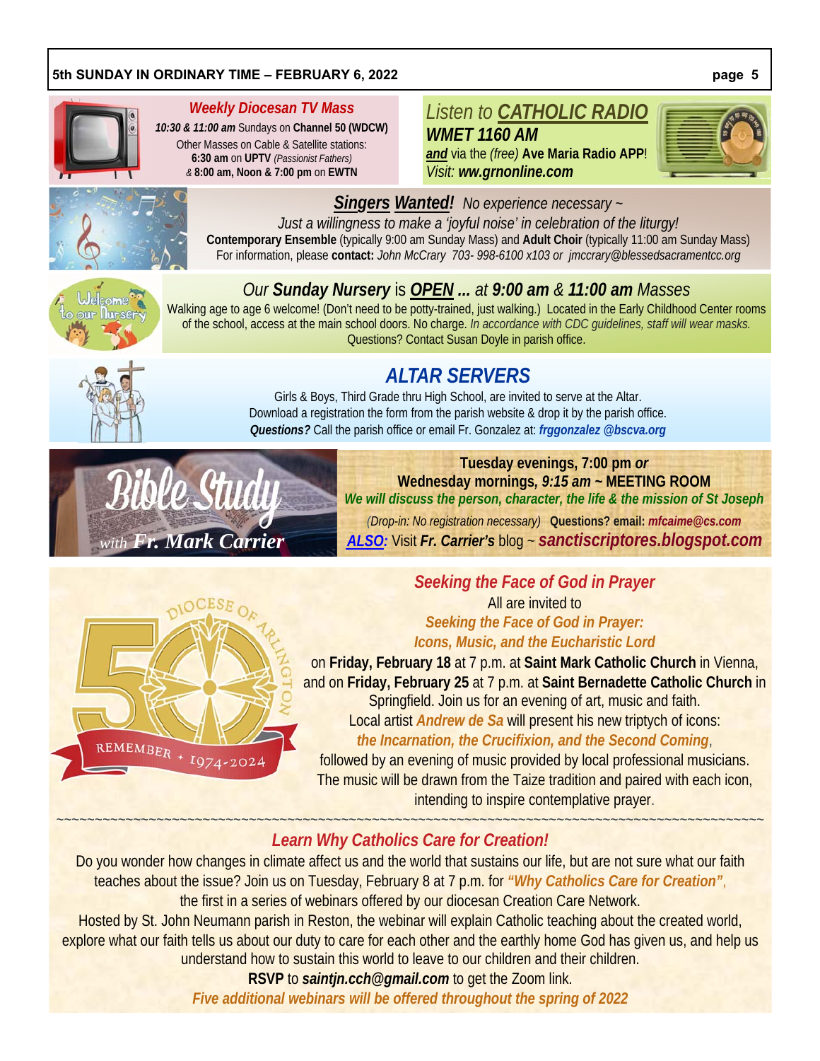## *Weekly Diocesan TV Mass*

***10:30 & 11:00 am*** Sundays on **Channel 50 (WDCW)**
Other Masses on Cable & Satellite stations:
**6:30 am** on **UPTV** *(Passionist Fathers)*
& **8:00 am, Noon & 7:00 pm** on **EWTN**

## *Listen to **CATHOLIC RADIO***

***WMET 1160 AM***
***and*** via the *(free)* **Ave Maria Radio APP**!
*Visit:* ***ww.grnonline.com***

## ***Singers Wanted!*** *No experience necessary ~*

*Just a willingness to make a 'joyful noise' in celebration of the liturgy!*
**Contemporary Ensemble** (typically 9:00 am Sunday Mass) and **Adult Choir** (typically 11:00 am Sunday Mass)
For information, please **contact:** *John McCrary 703- 998-6100 x103 or jmccrary@blessedsacramentcc.org*

## *Our **Sunday Nursery** is **OPEN ...** at **9:00 am** & **11:00 am** Masses*

Walking age to age 6 welcome! (Don't need to be potty-trained, just walking.) Located in the Early Childhood Center rooms of the school, access at the main school doors. No charge. *In accordance with CDC guidelines, staff will wear masks.*
Questions? Contact Susan Doyle in parish office.

## *ALTAR SERVERS*

Girls & Boys, Third Grade thru High School, are invited to serve at the Altar.
Download a registration the form from the parish website & drop it by the parish office.
***Questions?*** Call the parish office or email Fr. Gonzalez at: ***frggonzalez @bscva.org***

## Bible Study *with* Fr. Mark Carrier

**Tuesday evenings, 7:00 pm *or***
**Wednesday mornings, *9:15 am* ~ MEETING ROOM**
***We will discuss the person, character, the life & the mission of St Joseph***
*(Drop-in: No registration necessary)* **Questions? email: *mfcaime@cs.com***
***ALSO:*** Visit ***Fr. Carrier's*** blog ~ ***sanctiscriptores.blogspot.com***

## *Seeking the Face of God in Prayer*

All are invited to
***Seeking the Face of God in Prayer:***
***Icons, Music, and the Eucharistic Lord***
on **Friday, February 18** at 7 p.m. at **Saint Mark Catholic Church** in Vienna, and on **Friday, February 25** at 7 p.m. at **Saint Bernadette Catholic Church** in Springfield. Join us for an evening of art, music and faith.
Local artist ***Andrew de Sa*** will present his new triptych of icons:
***the Incarnation, the Crucifixion, and the Second Coming***,
followed by an evening of music provided by local professional musicians. The music will be drawn from the Taize tradition and paired with each icon, intending to inspire contemplative prayer.

DIOCESE OF ARLINGTON 50 REMEMBER • 1974-2024

~~~~~~~~~~~~~~~~~~~~~~~~~~~~~~~~~~~~~~~~~~~~~~~~~~~~~~~~~~~~~~~~~~~~~~~~~~~~~~~~~~~~~~~~~~~~~~~~~~~~~~~~~~~~~~~~~~

## *Learn Why Catholics Care for Creation!*

Do you wonder how changes in climate affect us and the world that sustains our life, but are not sure what our faith teaches about the issue? Join us on Tuesday, February 8 at 7 p.m. for ***"Why Catholics Care for Creation"***, the first in a series of webinars offered by our diocesan Creation Care Network.
Hosted by St. John Neumann parish in Reston, the webinar will explain Catholic teaching about the created world, explore what our faith tells us about our duty to care for each other and the earthly home God has given us, and help us understand how to sustain this world to leave to our children and their children.
**RSVP** to ***saintjn.cch@gmail.com*** to get the Zoom link.
***Five additional webinars will be offered throughout the spring of 2022***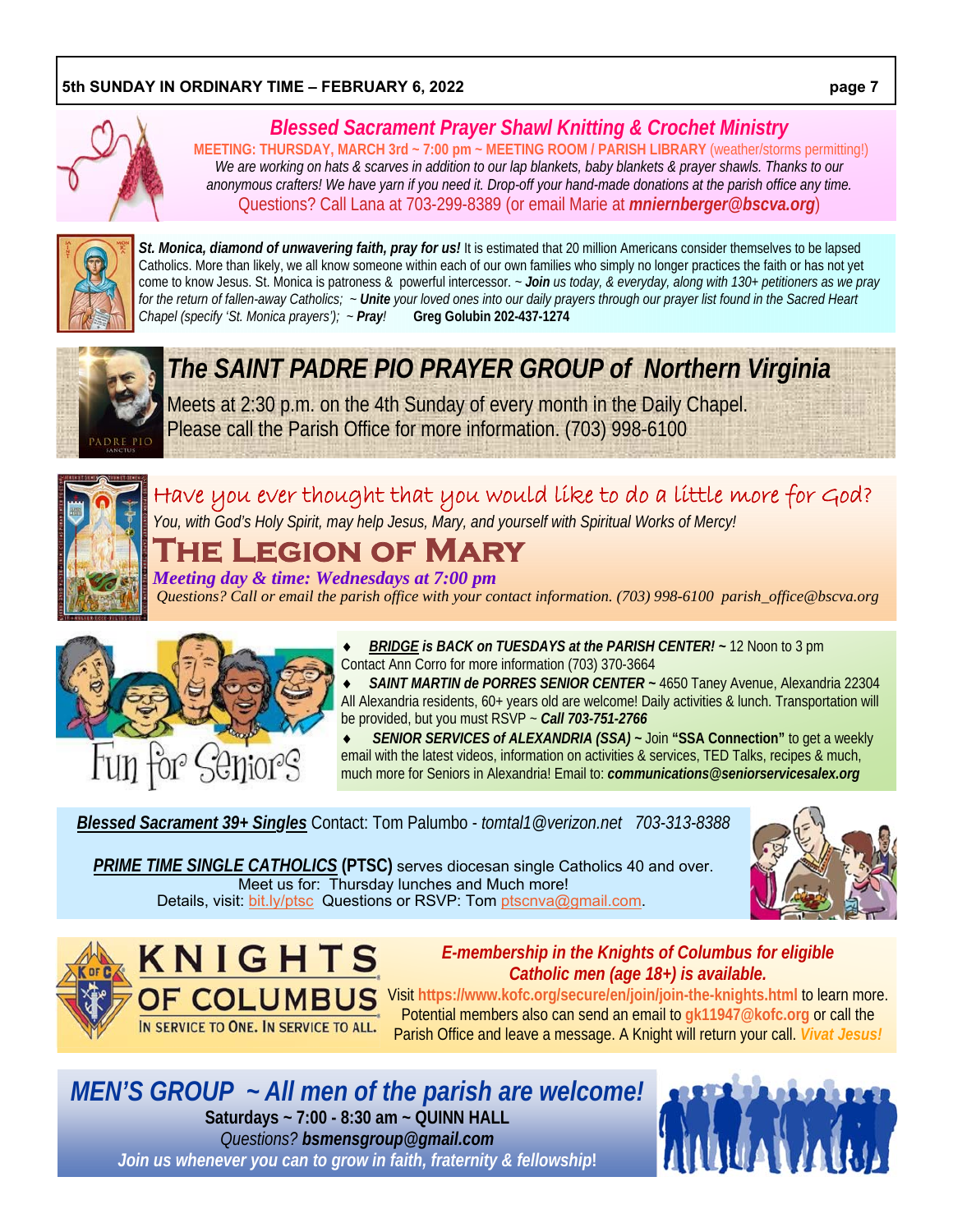## Blessed Sacrament Prayer Shawl Knitting & Crochet Ministry

**MEETING: THURSDAY, MARCH 3rd ~ 7:00 pm ~ MEETING ROOM / PARISH LIBRARY** (weather/storms permitting!)

*We are working on hats & scarves in addition to our lap blankets, baby blankets & prayer shawls. Thanks to our anonymous crafters! We have yarn if you need it. Drop-off your hand-made donations at the parish office any time.*

Questions? Call Lana at 703-299-8389 (or email Marie at ***mniernberger@bscva.org***)

***St. Monica, diamond of unwavering faith, pray for us!*** It is estimated that 20 million Americans consider themselves to be lapsed Catholics. More than likely, we all know someone within each of our own families who simply no longer practices the faith or has not yet come to know Jesus. St. Monica is patroness & powerful intercessor. ~ ***Join*** *us today, & everyday, along with 130+ petitioners as we pray for the return of fallen-away Catholics;* ~ ***Unite*** *your loved ones into our daily prayers through our prayer list found in the Sacred Heart Chapel (specify 'St. Monica prayers');* ~ ***Pray!*** **Greg Golubin 202-437-1274**

## The SAINT PADRE PIO PRAYER GROUP of Northern Virginia

Meets at 2:30 p.m. on the 4th Sunday of every month in the Daily Chapel.
Please call the Parish Office for more information. (703) 998-6100

Have you ever thought that you would like to do a little more for God?

*You, with God's Holy Spirit, may help Jesus, Mary, and yourself with Spiritual Works of Mercy!*

## The Legion of Mary

***Meeting day & time: Wednesdays at 7:00 pm***

*Questions? Call or email the parish office with your contact information. (703) 998-6100 parish_office@bscva.org*

Fun for Seniors

- ***BRIDGE is BACK on TUESDAYS at the PARISH CENTER!*** ~ 12 Noon to 3 pm Contact Ann Corro for more information (703) 370-3664
- ***SAINT MARTIN de PORRES SENIOR CENTER*** ~ 4650 Taney Avenue, Alexandria 22304 All Alexandria residents, 60+ years old are welcome! Daily activities & lunch. Transportation will be provided, but you must RSVP ~ ***Call 703-751-2766***
- ***SENIOR SERVICES of ALEXANDRIA (SSA)*** ~ Join **"SSA Connection"** to get a weekly email with the latest videos, information on activities & services, TED Talks, recipes & much, much more for Seniors in Alexandria! Email to: ***communications@seniorservicesalex.org***

***Blessed Sacrament 39+ Singles*** Contact: Tom Palumbo - *tomtal1@verizon.net 703-313-8388*

***PRIME TIME SINGLE CATHOLICS*** **(PTSC)** serves diocesan single Catholics 40 and over.
Meet us for: Thursday lunches and Much more!
Details, visit: bit.ly/ptsc Questions or RSVP: Tom ptscnva@gmail.com.

## KNIGHTS OF COLUMBUS

IN SERVICE TO ONE. IN SERVICE TO ALL.

***E-membership in the Knights of Columbus for eligible Catholic men (age 18+) is available.***

Visit **https://www.kofc.org/secure/en/join/join-the-knights.html** to learn more. Potential members also can send an email to **gk11947@kofc.org** or call the Parish Office and leave a message. A Knight will return your call. ***Vivat Jesus!***

## MEN'S GROUP ~ All men of the parish are welcome!

**Saturdays ~ 7:00 - 8:30 am ~ QUINN HALL**

*Questions?* ***bsmensgroup@gmail.com***

***Join us whenever you can to grow in faith, fraternity & fellowship!***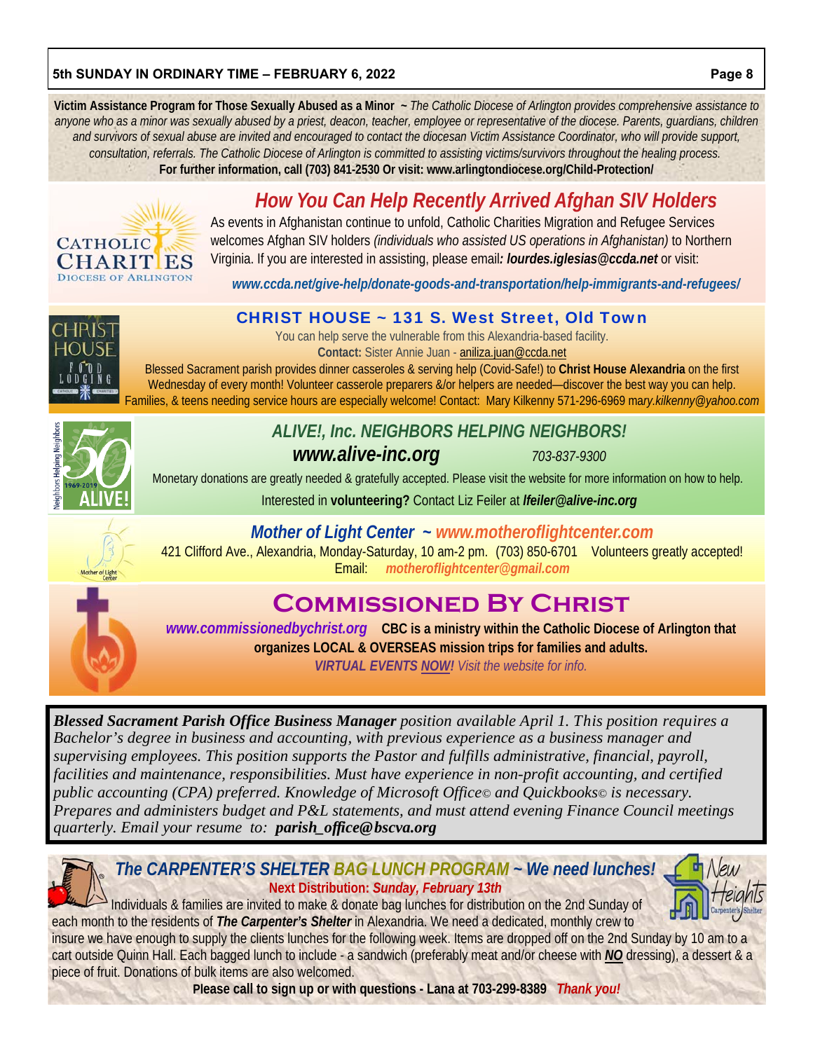**Victim Assistance Program for Those Sexually Abused as a Minor** ~ *The Catholic Diocese of Arlington provides comprehensive assistance to anyone who as a minor was sexually abused by a priest, deacon, teacher, employee or representative of the diocese. Parents, guardians, children and survivors of sexual abuse are invited and encouraged to contact the diocesan Victim Assistance Coordinator, who will provide support, consultation, referrals. The Catholic Diocese of Arlington is committed to assisting victims/survivors throughout the healing process.*
**For further information, call (703) 841-2530 Or visit: www.arlingtondiocese.org/Child-Protection/**

## *How You Can Help Recently Arrived Afghan SIV Holders*

As events in Afghanistan continue to unfold, Catholic Charities Migration and Refugee Services welcomes Afghan SIV holders *(individuals who assisted US operations in Afghanistan)* to Northern Virginia. If you are interested in assisting, please email***: lourdes.iglesias@ccda.net*** or visit:

***www.ccda.net/give-help/donate-goods-and-transportation/help-immigrants-and-refugees/***

## CHRIST HOUSE ~ 131 S. West Street, Old Town

You can help serve the vulnerable from this Alexandria-based facility.
**Contact:** Sister Annie Juan - aniliza.juan@ccda.net
Blessed Sacrament parish provides dinner casseroles & serving help (Covid-Safe!) to **Christ House Alexandria** on the first Wednesday of every month! Volunteer casserole preparers &/or helpers are needed—discover the best way you can help. Families, & teens needing service hours are especially welcome! Contact: Mary Kilkenny 571-296-6969 *mary.kilkenny@yahoo.com*

## *ALIVE!, Inc. NEIGHBORS HELPING NEIGHBORS!*

***www.alive-inc.org*** *703-837-9300*

Monetary donations are greatly needed & gratefully accepted. Please visit the website for more information on how to help.
Interested in **volunteering?** Contact Liz Feiler at ***lfeiler@alive-inc.org***

## *Mother of Light Center ~ www.motheroflightcenter.com*

421 Clifford Ave., Alexandria, Monday-Saturday, 10 am-2 pm. (703) 850-6701 Volunteers greatly accepted!
Email: ***motheroflightcenter@gmail.com***

## COMMISSIONED BY CHRIST

***www.commissionedbychrist.org*** **CBC is a ministry within the Catholic Diocese of Arlington that organizes LOCAL & OVERSEAS mission trips for families and adults.**
***VIRTUAL EVENTS NOW!*** *Visit the website for info.*

***Blessed Sacrament Parish Office Business Manager*** *position available April 1. This position requires a Bachelor's degree in business and accounting, with previous experience as a business manager and supervising employees. This position supports the Pastor and fulfills administrative, financial, payroll, facilities and maintenance, responsibilities. Must have experience in non-profit accounting, and certified public accounting (CPA) preferred. Knowledge of Microsoft Office© and Quickbooks© is necessary. Prepares and administers budget and P&L statements, and must attend evening Finance Council meetings quarterly. Email your resume to:* ***parish_office@bscva.org***

## *The CARPENTER'S SHELTER BAG LUNCH PROGRAM ~ We need lunches!*

**Next Distribution: *Sunday, February 13th***

Individuals & families are invited to make & donate bag lunches for distribution on the 2nd Sunday of each month to the residents of ***The Carpenter's Shelter*** in Alexandria. We need a dedicated, monthly crew to insure we have enough to supply the clients lunches for the following week. Items are dropped off on the 2nd Sunday by 10 am to a cart outside Quinn Hall. Each bagged lunch to include - a sandwich (preferably meat and/or cheese with ***NO*** dressing), a dessert & a piece of fruit. Donations of bulk items are also welcomed.

**Please call to sign up or with questions - Lana at 703-299-8389** ***Thank you!***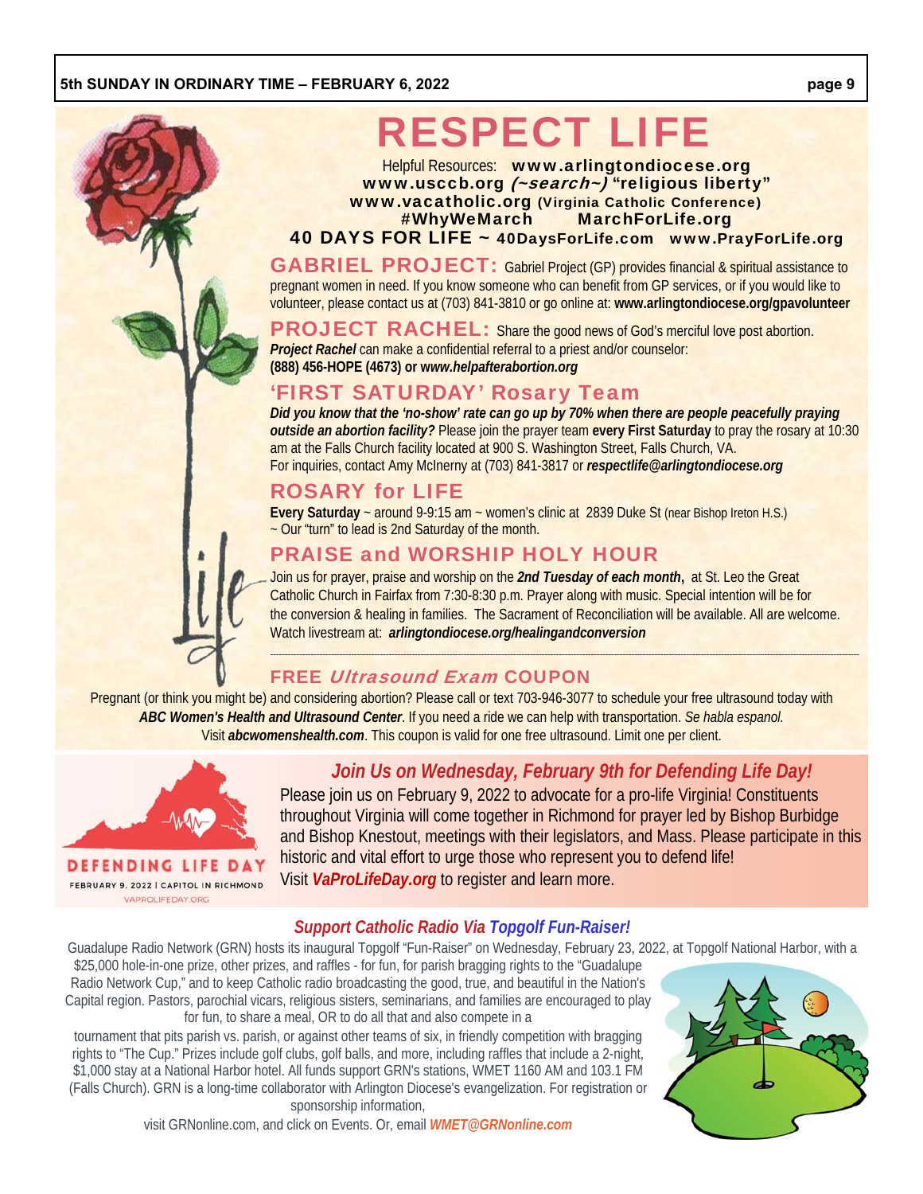# RESPECT LIFE

Helpful Resources: **www.arlingtondiocese.org**
**www.usccb.org** ***(~search~)*** **"religious liberty"**
**www.vacatholic.org (Virginia Catholic Conference)**
**#WhyWeMarch MarchForLife.org**
**40 DAYS FOR LIFE ~ 40DaysForLife.com www.PrayForLife.org**

**GABRIEL PROJECT:** Gabriel Project (GP) provides financial & spiritual assistance to pregnant women in need. If you know someone who can benefit from GP services, or if you would like to volunteer, please contact us at (703) 841-3810 or go online at: **www.arlingtondiocese.org/gpavolunteer**

**PROJECT RACHEL:** Share the good news of God's merciful love post abortion. ***Project Rachel*** can make a confidential referral to a priest and/or counselor:
**(888) 456-HOPE (4673) or** ***www.helpafterabortion.org***

## 'FIRST SATURDAY' Rosary Team

***Did you know that the 'no-show' rate can go up by 70% when there are people peacefully praying outside an abortion facility?*** Please join the prayer team **every First Saturday** to pray the rosary at 10:30 am at the Falls Church facility located at 900 S. Washington Street, Falls Church, VA.
For inquiries, contact Amy McInerny at (703) 841-3817 or ***respectlife@arlingtondiocese.org***

## ROSARY for LIFE

**Every Saturday** ~ around 9-9:15 am ~ women's clinic at 2839 Duke St (near Bishop Ireton H.S.) ~ Our "turn" to lead is 2nd Saturday of the month.

## PRAISE and WORSHIP HOLY HOUR

Join us for prayer, praise and worship on the ***2nd Tuesday of each month***, at St. Leo the Great Catholic Church in Fairfax from 7:30-8:30 p.m. Prayer along with music. Special intention will be for the conversion & healing in families. The Sacrament of Reconciliation will be available. All are welcome. Watch livestream at: ***arlingtondiocese.org/healingandconversion***

---

## FREE *Ultrasound Exam* COUPON

Pregnant (or think you might be) and considering abortion? Please call or text 703-946-3077 to schedule your free ultrasound today with ***ABC Women's Health and Ultrasound Center***. If you need a ride we can help with transportation. *Se habla espanol.*
Visit ***abcwomenshealth.com***. This coupon is valid for one free ultrasound. Limit one per client.

DEFENDING LIFE DAY
FEBRUARY 9, 2022 | CAPITOL IN RICHMOND
VAPROLIFEDAY.ORG

## *Join Us on Wednesday, February 9th for Defending Life Day!*

Please join us on February 9, 2022 to advocate for a pro-life Virginia! Constituents throughout Virginia will come together in Richmond for prayer led by Bishop Burbidge and Bishop Knestout, meetings with their legislators, and Mass. Please participate in this historic and vital effort to urge those who represent you to defend life!
Visit ***VaProLifeDay.org*** to register and learn more.

## *Support Catholic Radio Via Topgolf Fun-Raiser!*

Guadalupe Radio Network (GRN) hosts its inaugural Topgolf "Fun-Raiser" on Wednesday, February 23, 2022, at Topgolf National Harbor, with a $25,000 hole-in-one prize, other prizes, and raffles - for fun, for parish bragging rights to the "Guadalupe Radio Network Cup," and to keep Catholic radio broadcasting the good, true, and beautiful in the Nation's Capital region. Pastors, parochial vicars, religious sisters, seminarians, and families are encouraged to play for fun, to share a meal, OR to do all that and also compete in a tournament that pits parish vs. parish, or against other teams of six, in friendly competition with bragging rights to "The Cup." Prizes include golf clubs, golf balls, and more, including raffles that include a 2-night, $1,000 stay at a National Harbor hotel. All funds support GRN's stations, WMET 1160 AM and 103.1 FM (Falls Church). GRN is a long-time collaborator with Arlington Diocese's evangelization. For registration or sponsorship information,
visit GRNonline.com, and click on Events. Or, email ***WMET@GRNonline.com***